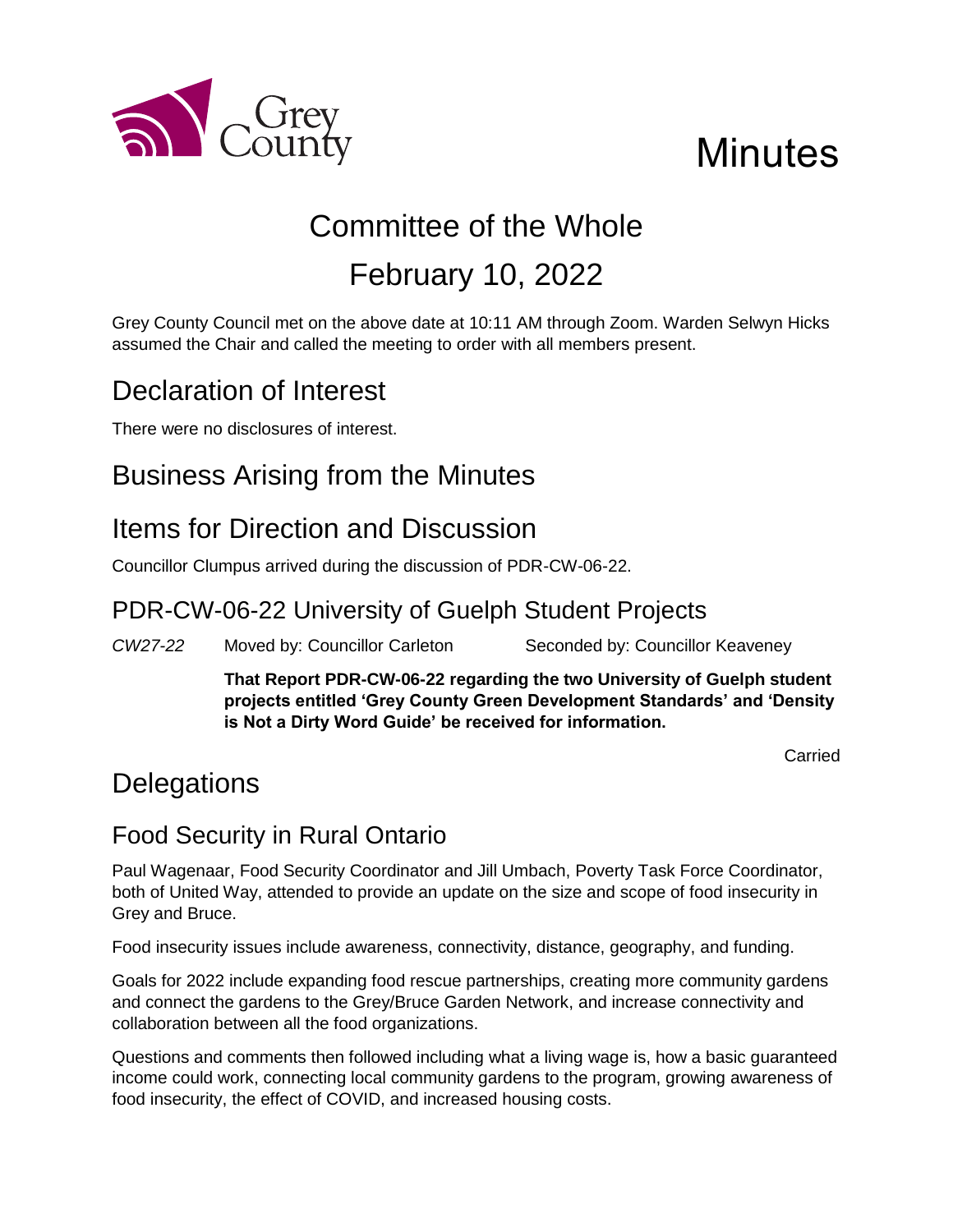# Minutes

## Committee of the Whole

## February 10, 2022

Grey County Council met on the above date at 10:11 AM through Zoom. Warden Selwyn Hicks assumed the Chair and called the meeting to order with all members present.

## Declaration of Interest

There were no disclosures of interest.

## Business Arising from the Minutes

## Items for Direction and Discussion

Councillor Clumpus arrived during the discussion of PDR-CW-06-22.

### PDR-CW-06-22 University of Guelph Student Projects

*CW27-22* Moved by: Councillor Carleton Seconded by: Councillor Keaveney

**That Report PDR-CW-06-22 regarding the two University of Guelph student projects entitled 'Grey County Green Development Standards' and 'Density is Not a Dirty Word Guide' be received for information.**

Carried

## Delegations

### Food Security in Rural Ontario

Paul Wagenaar, Food Security Coordinator and Jill Umbach, Poverty Task Force Coordinator, both of United Way, attended to provide an update on the size and scope of food insecurity in Grey and Bruce.

Food insecurity issues include awareness, connectivity, distance, geography, and funding.

Goals for 2022 include expanding food rescue partnerships, creating more community gardens and connect the gardens to the Grey/Bruce Garden Network, and increase connectivity and collaboration between all the food organizations.

Questions and comments then followed including what a living wage is, how a basic guaranteed income could work, connecting local community gardens to the program, growing awareness of food insecurity, the effect of COVID, and increased housing costs.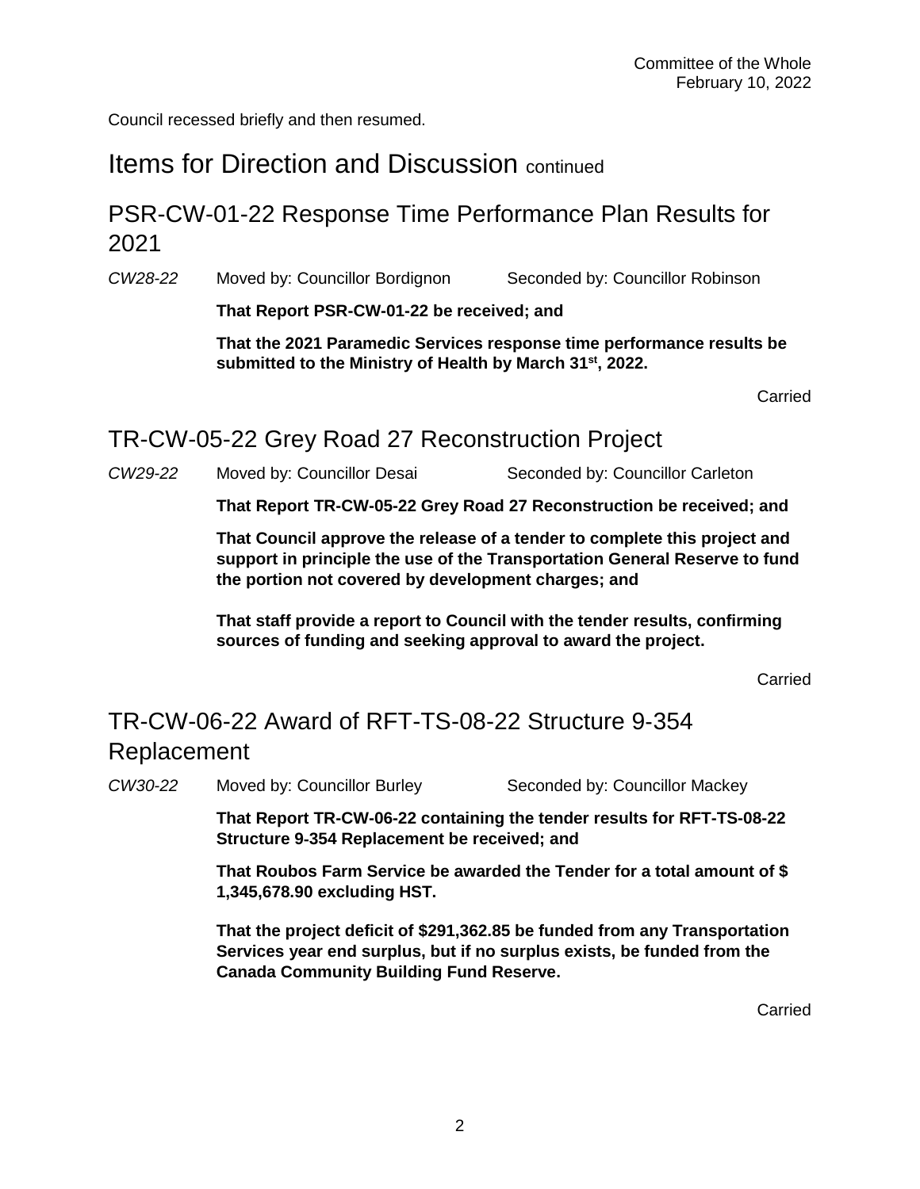Council recessed briefly and then resumed.

# Items for Direction and Discussion continued

## PSR-CW-01-22 Response Time Performance Plan Results for 2021

*CW28-22* Moved by: Councillor Bordignon Seconded by: Councillor Robinson

**That Report PSR-CW-01-22 be received; and**

**That the 2021 Paramedic Services response time performance results be submitted to the Ministry of Health by March 31st, 2022.**

Carried

## TR-CW-05-22 Grey Road 27 Reconstruction Project

*CW29-22* Moved by: Councillor Desai Seconded by: Councillor Carleton

**That Report TR-CW-05-22 Grey Road 27 Reconstruction be received; and**

**That Council approve the release of a tender to complete this project and support in principle the use of the Transportation General Reserve to fund the portion not covered by development charges; and**

**That staff provide a report to Council with the tender results, confirming sources of funding and seeking approval to award the project.**

Carried

## TR-CW-06-22 Award of RFT-TS-08-22 Structure 9-354 Replacement

*CW30-22* Moved by: Councillor Burley Seconded by: Councillor Mackey

**That Report TR-CW-06-22 containing the tender results for RFT-TS-08-22 Structure 9-354 Replacement be received; and**

**That Roubos Farm Service be awarded the Tender for a total amount of $ 1,345,678.90 excluding HST.**

**That the project deficit of $291,362.85 be funded from any Transportation Services year end surplus, but if no surplus exists, be funded from the Canada Community Building Fund Reserve.**

Carried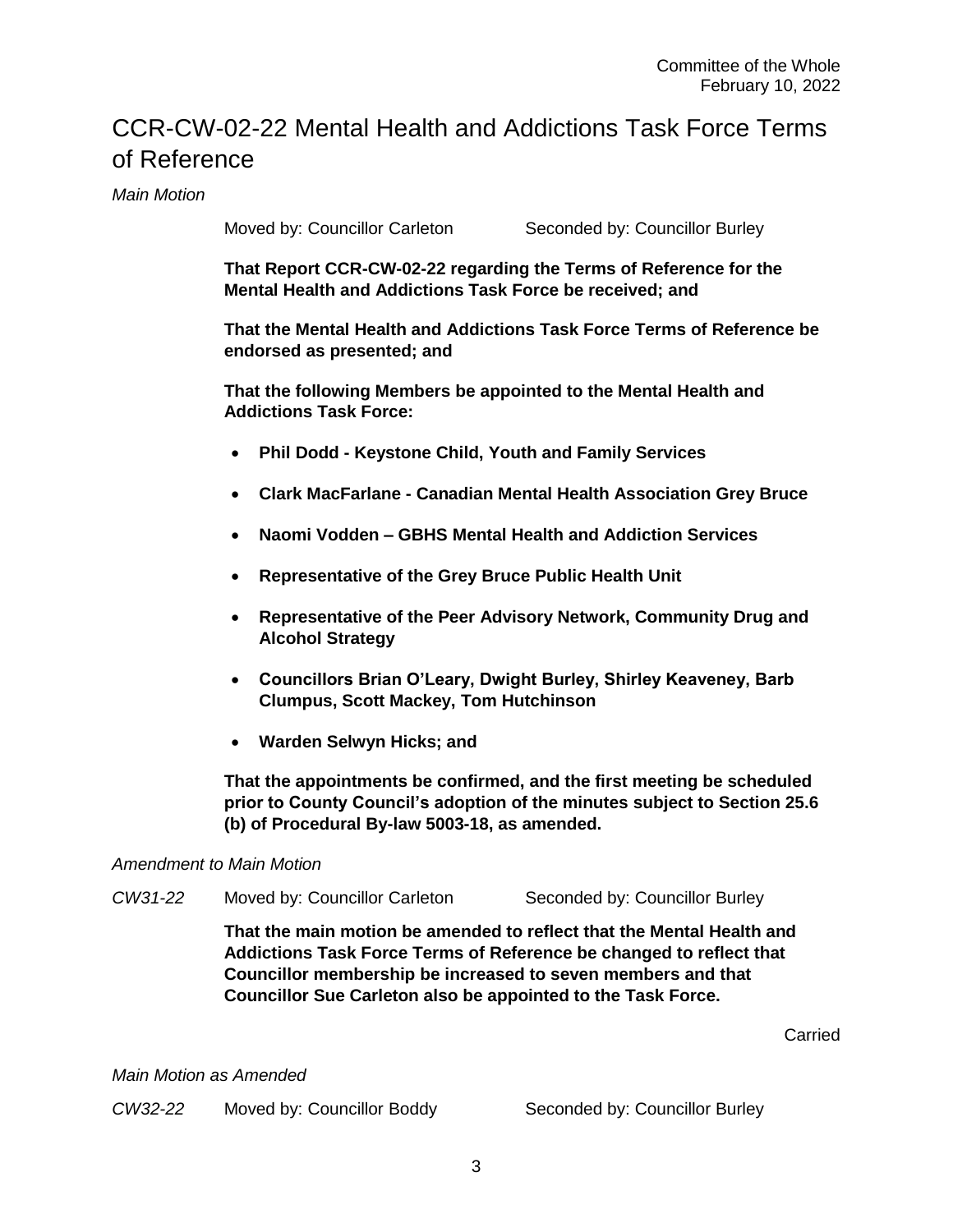## CCR-CW-02-22 Mental Health and Addictions Task Force Terms of Reference

*Main Motion*

Moved by: Councillor Carleton Seconded by: Councillor Burley

**That Report CCR-CW-02-22 regarding the Terms of Reference for the Mental Health and Addictions Task Force be received; and**

**That the Mental Health and Addictions Task Force Terms of Reference be endorsed as presented; and**

**That the following Members be appointed to the Mental Health and Addictions Task Force:**

- **Phil Dodd - Keystone Child, Youth and Family Services**
- **Clark MacFarlane - Canadian Mental Health Association Grey Bruce**
- **Naomi Vodden – GBHS Mental Health and Addiction Services**
- **Representative of the Grey Bruce Public Health Unit**
- **Representative of the Peer Advisory Network, Community Drug and Alcohol Strategy**
- **Councillors Brian O'Leary, Dwight Burley, Shirley Keaveney, Barb Clumpus, Scott Mackey, Tom Hutchinson**
- **Warden Selwyn Hicks; and**

**That the appointments be confirmed, and the first meeting be scheduled prior to County Council's adoption of the minutes subject to Section 25.6 (b) of Procedural By-law 5003-18, as amended.**

*Amendment to Main Motion*

*CW31-22* Moved by: Councillor Carleton Seconded by: Councillor Burley

**That the main motion be amended to reflect that the Mental Health and Addictions Task Force Terms of Reference be changed to reflect that Councillor membership be increased to seven members and that Councillor Sue Carleton also be appointed to the Task Force.**

Carried

*Main Motion as Amended*

*CW32-22* Moved by: Councillor Boddy Seconded by: Councillor Burley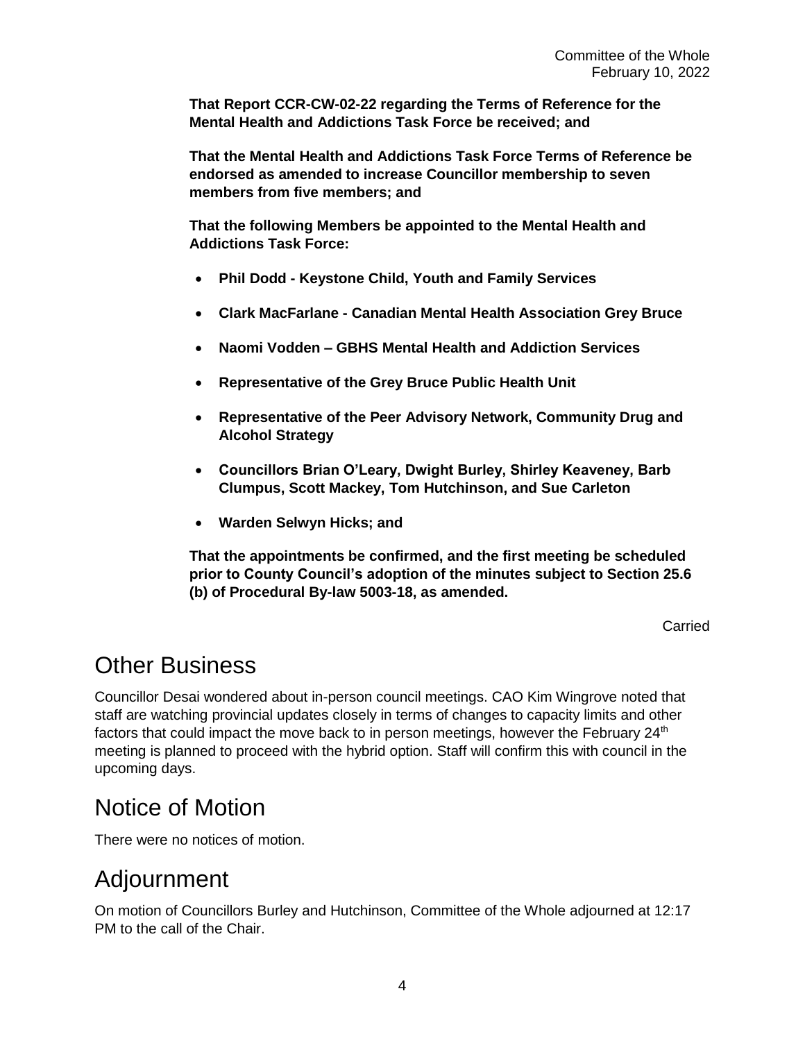**That Report CCR-CW-02-22 regarding the Terms of Reference for the Mental Health and Addictions Task Force be received; and**

**That the Mental Health and Addictions Task Force Terms of Reference be endorsed as amended to increase Councillor membership to seven members from five members; and**

**That the following Members be appointed to the Mental Health and Addictions Task Force:**

- **Phil Dodd - Keystone Child, Youth and Family Services**
- **Clark MacFarlane - Canadian Mental Health Association Grey Bruce**
- **Naomi Vodden – GBHS Mental Health and Addiction Services**
- **Representative of the Grey Bruce Public Health Unit**
- **Representative of the Peer Advisory Network, Community Drug and Alcohol Strategy**
- **Councillors Brian O'Leary, Dwight Burley, Shirley Keaveney, Barb Clumpus, Scott Mackey, Tom Hutchinson, and Sue Carleton**
- **Warden Selwyn Hicks; and**

**That the appointments be confirmed, and the first meeting be scheduled prior to County Council's adoption of the minutes subject to Section 25.6 (b) of Procedural By-law 5003-18, as amended.**

Carried

## Other Business

Councillor Desai wondered about in-person council meetings. CAO Kim Wingrove noted that staff are watching provincial updates closely in terms of changes to capacity limits and other factors that could impact the move back to in person meetings, however the February 24th meeting is planned to proceed with the hybrid option. Staff will confirm this with council in the upcoming days.

## Notice of Motion

There were no notices of motion.

## Adjournment

On motion of Councillors Burley and Hutchinson, Committee of the Whole adjourned at 12:17 PM to the call of the Chair.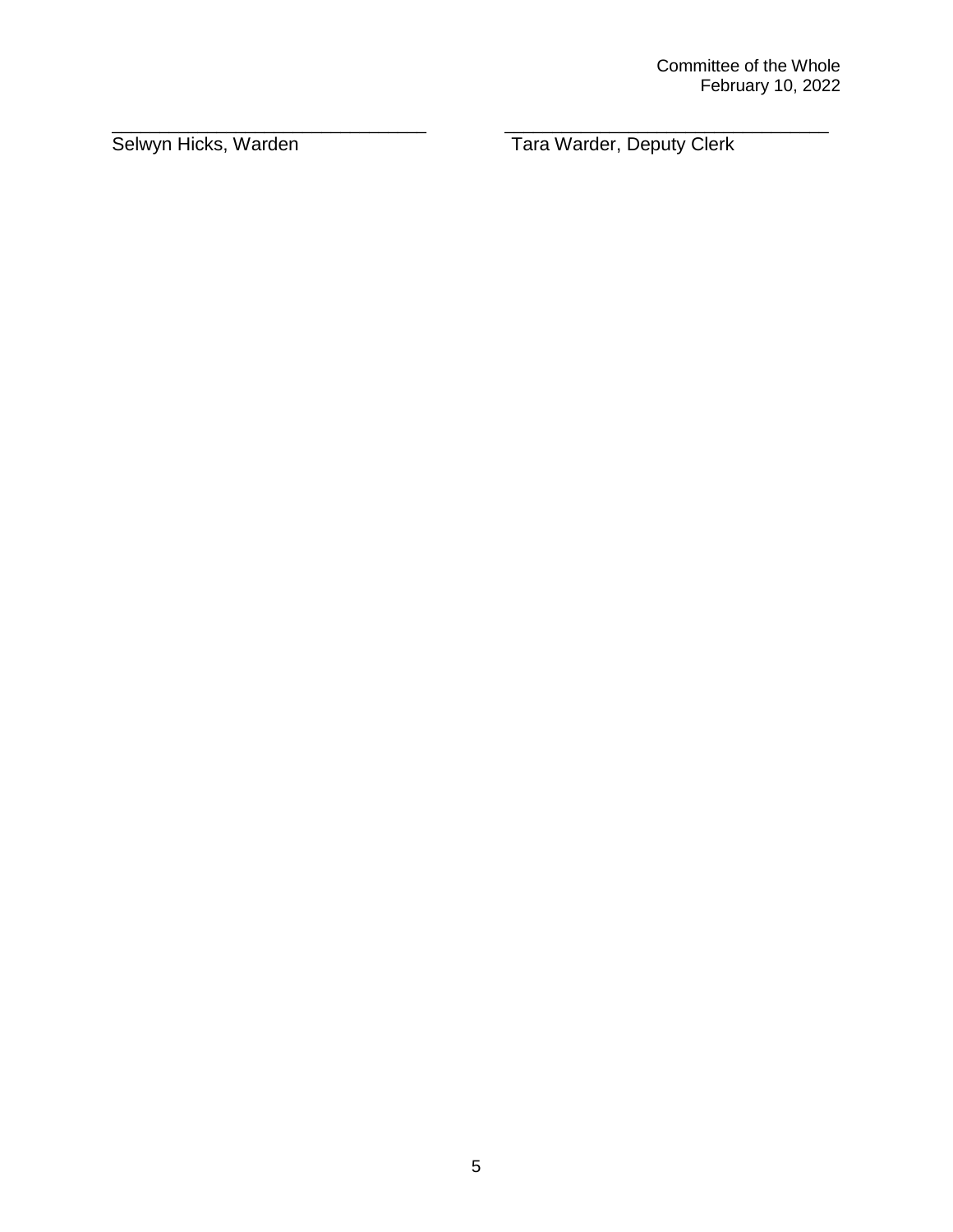\_\_\_\_\_\_\_\_\_\_\_\_\_\_\_\_\_\_\_\_\_\_\_\_\_\_\_\_\_\_\_\_ Selwyn Hicks, Warden

\_\_\_\_\_\_\_\_\_\_\_\_\_\_\_\_\_\_\_\_\_\_\_\_\_\_\_\_\_\_\_\_ Tara Warder, Deputy Clerk